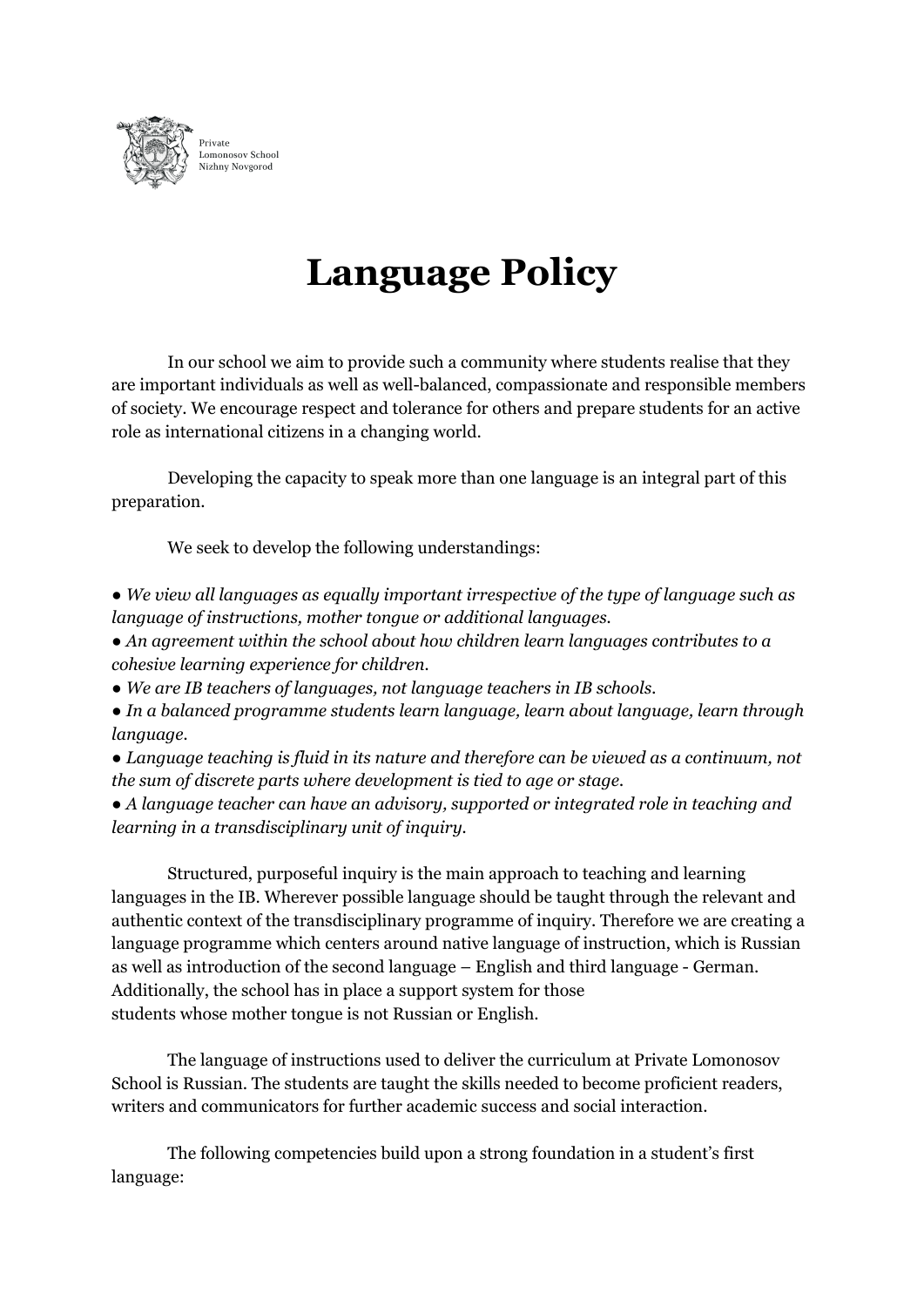Private
Lomonosov School
Nizhny Novgorod

# Language Policy

In our school we aim to provide such a community where students realise that they are important individuals as well as well-balanced, compassionate and responsible members of society. We encourage respect and tolerance for others and prepare students for an active role as international citizens in a changing world.

Developing the capacity to speak more than one language is an integral part of this preparation.

We seek to develop the following understandings:

- *We view all languages as equally important irrespective of the type of language such as language of instructions, mother tongue or additional languages.*
- *An agreement within the school about how children learn languages contributes to a cohesive learning experience for children.*
- *We are IB teachers of languages, not language teachers in IB schools.*
- *In a balanced programme students learn language, learn about language, learn through language.*
- *Language teaching is fluid in its nature and therefore can be viewed as a continuum, not the sum of discrete parts where development is tied to age or stage.*
- *A language teacher can have an advisory, supported or integrated role in teaching and learning in a transdisciplinary unit of inquiry.*

Structured, purposeful inquiry is the main approach to teaching and learning languages in the IB. Wherever possible language should be taught through the relevant and authentic context of the transdisciplinary programme of inquiry. Therefore we are creating a language programme which centers around native language of instruction, which is Russian as well as introduction of the second language – English and third language - German. Additionally, the school has in place a support system for those students whose mother tongue is not Russian or English.

The language of instructions used to deliver the curriculum at Private Lomonosov School is Russian. The students are taught the skills needed to become proficient readers, writers and communicators for further academic success and social interaction.

The following competencies build upon a strong foundation in a student's first language: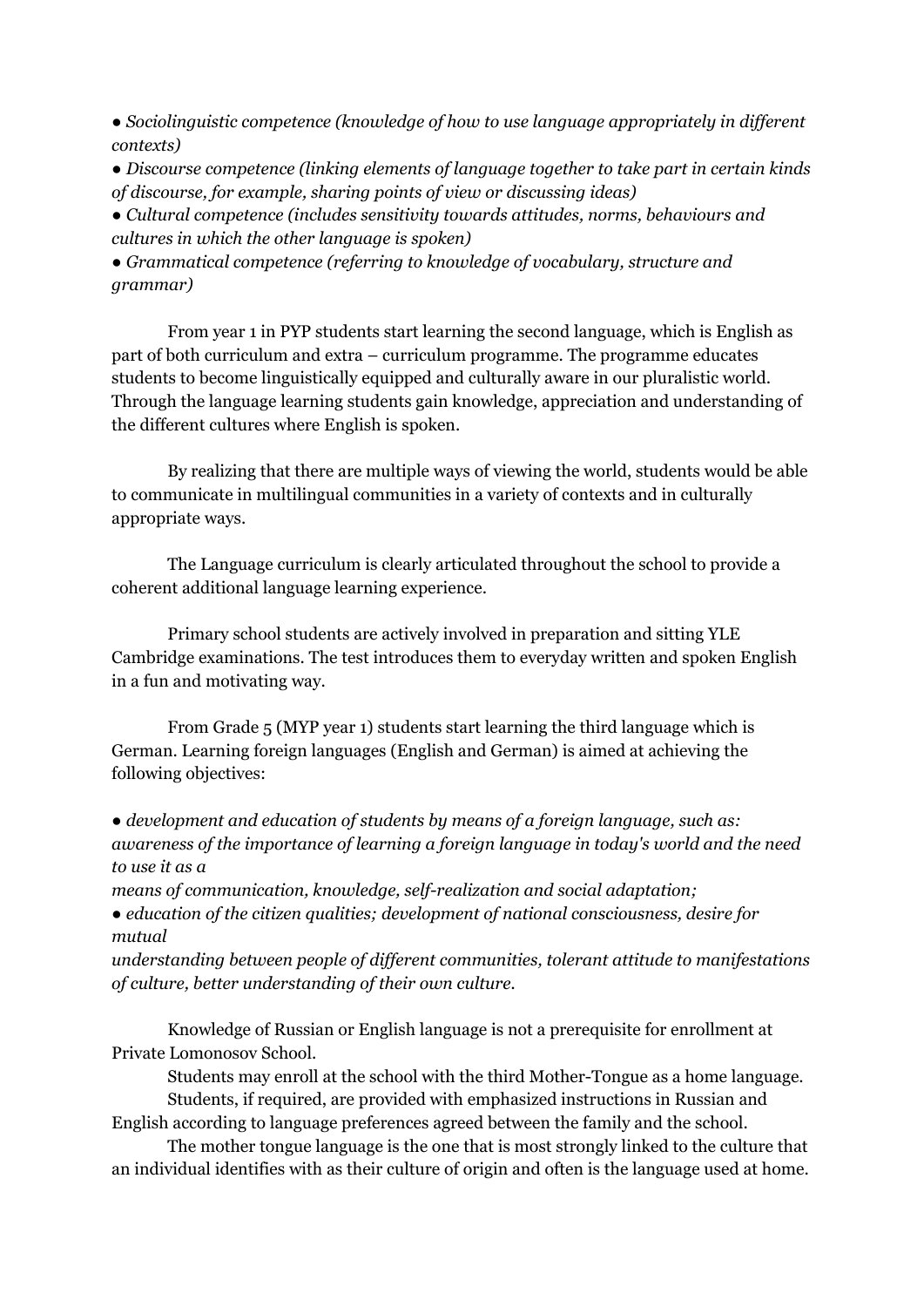- *Sociolinguistic competence (knowledge of how to use language appropriately in different contexts)*
- *Discourse competence (linking elements of language together to take part in certain kinds of discourse, for example, sharing points of view or discussing ideas)*
- *Cultural competence (includes sensitivity towards attitudes, norms, behaviours and cultures in which the other language is spoken)*
- *Grammatical competence (referring to knowledge of vocabulary, structure and grammar)*

From year 1 in PYP students start learning the second language, which is English as part of both curriculum and extra – curriculum programme. The programme educates students to become linguistically equipped and culturally aware in our pluralistic world. Through the language learning students gain knowledge, appreciation and understanding of the different cultures where English is spoken.

By realizing that there are multiple ways of viewing the world, students would be able to communicate in multilingual communities in a variety of contexts and in culturally appropriate ways.

The Language curriculum is clearly articulated throughout the school to provide a coherent additional language learning experience.

Primary school students are actively involved in preparation and sitting YLE Cambridge examinations. The test introduces them to everyday written and spoken English in a fun and motivating way.

From Grade 5 (MYP year 1) students start learning the third language which is German. Learning foreign languages (English and German) is aimed at achieving the following objectives:

- *development and education of students by means of a foreign language, such as: awareness of the importance of learning a foreign language in today's world and the need to use it as a means of communication, knowledge, self-realization and social adaptation;*
- *education of the citizen qualities; development of national consciousness, desire for mutual understanding between people of different communities, tolerant attitude to manifestations of culture, better understanding of their own culture.*

Knowledge of Russian or English language is not a prerequisite for enrollment at Private Lomonosov School.

Students may enroll at the school with the third Mother-Tongue as a home language.

Students, if required, are provided with emphasized instructions in Russian and English according to language preferences agreed between the family and the school.

The mother tongue language is the one that is most strongly linked to the culture that an individual identifies with as their culture of origin and often is the language used at home.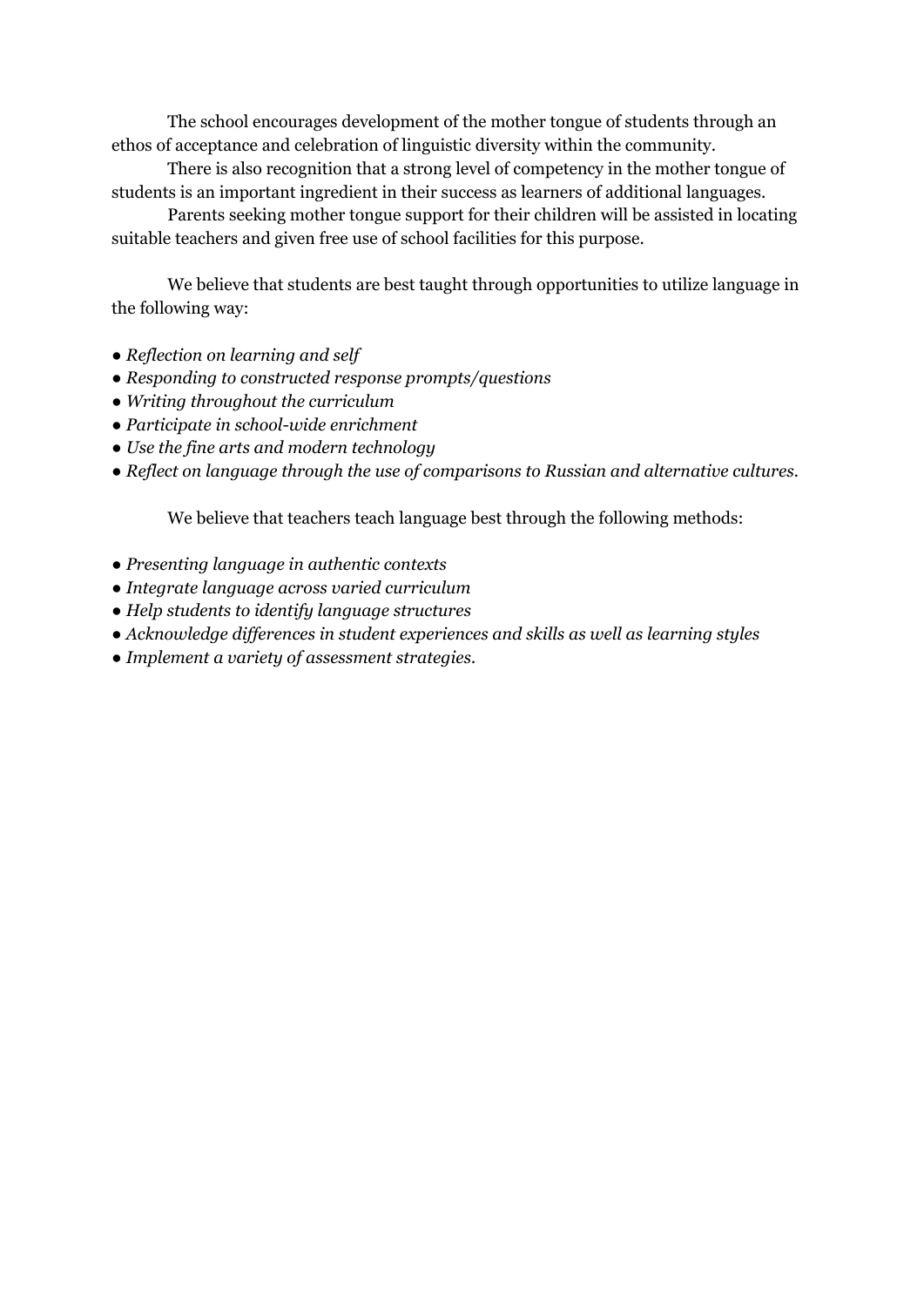The school encourages development of the mother tongue of students through an ethos of acceptance and celebration of linguistic diversity within the community.

There is also recognition that a strong level of competency in the mother tongue of students is an important ingredient in their success as learners of additional languages.

Parents seeking mother tongue support for their children will be assisted in locating suitable teachers and given free use of school facilities for this purpose.

We believe that students are best taught through opportunities to utilize language in the following way:

- *Reflection on learning and self*
- *Responding to constructed response prompts/questions*
- *Writing throughout the curriculum*
- *Participate in school-wide enrichment*
- *Use the fine arts and modern technology*
- *Reflect on language through the use of comparisons to Russian and alternative cultures.*

We believe that teachers teach language best through the following methods:

- *Presenting language in authentic contexts*
- *Integrate language across varied curriculum*
- *Help students to identify language structures*
- *Acknowledge differences in student experiences and skills as well as learning styles*
- *Implement a variety of assessment strategies.*